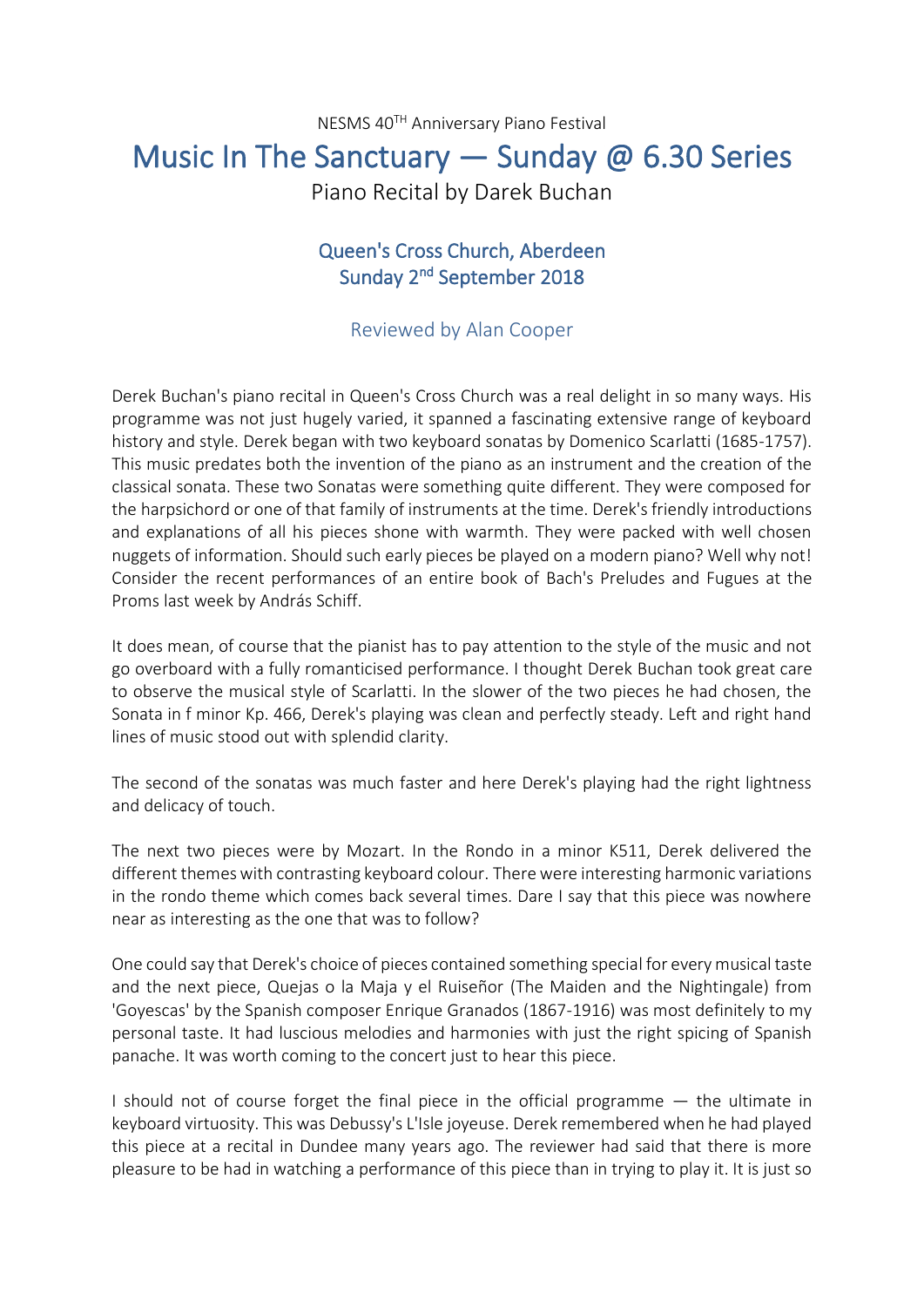NESMS 40TH Anniversary Piano Festival

# Music In The Sanctuary — Sunday @ 6.30 Series

Piano Recital by Darek Buchan

## Queen's Cross Church, Aberdeen
## Sunday 2nd September 2018

### Reviewed by Alan Cooper

Derek Buchan's piano recital in Queen's Cross Church was a real delight in so many ways. His programme was not just hugely varied, it spanned a fascinating extensive range of keyboard history and style. Derek began with two keyboard sonatas by Domenico Scarlatti (1685-1757). This music predates both the invention of the piano as an instrument and the creation of the classical sonata. These two Sonatas were something quite different. They were composed for the harpsichord or one of that family of instruments at the time. Derek's friendly introductions and explanations of all his pieces shone with warmth. They were packed with well chosen nuggets of information. Should such early pieces be played on a modern piano? Well why not! Consider the recent performances of an entire book of Bach's Preludes and Fugues at the Proms last week by András Schiff.

It does mean, of course that the pianist has to pay attention to the style of the music and not go overboard with a fully romanticised performance. I thought Derek Buchan took great care to observe the musical style of Scarlatti. In the slower of the two pieces he had chosen, the Sonata in f minor Kp. 466, Derek's playing was clean and perfectly steady. Left and right hand lines of music stood out with splendid clarity.

The second of the sonatas was much faster and here Derek's playing had the right lightness and delicacy of touch.

The next two pieces were by Mozart. In the Rondo in a minor K511, Derek delivered the different themes with contrasting keyboard colour. There were interesting harmonic variations in the rondo theme which comes back several times. Dare I say that this piece was nowhere near as interesting as the one that was to follow?

One could say that Derek's choice of pieces contained something special for every musical taste and the next piece, Quejas o la Maja y el Ruiseñor (The Maiden and the Nightingale) from 'Goyescas' by the Spanish composer Enrique Granados (1867-1916) was most definitely to my personal taste. It had luscious melodies and harmonies with just the right spicing of Spanish panache. It was worth coming to the concert just to hear this piece.

I should not of course forget the final piece in the official programme — the ultimate in keyboard virtuosity. This was Debussy's L'Isle joyeuse. Derek remembered when he had played this piece at a recital in Dundee many years ago. The reviewer had said that there is more pleasure to be had in watching a performance of this piece than in trying to play it. It is just so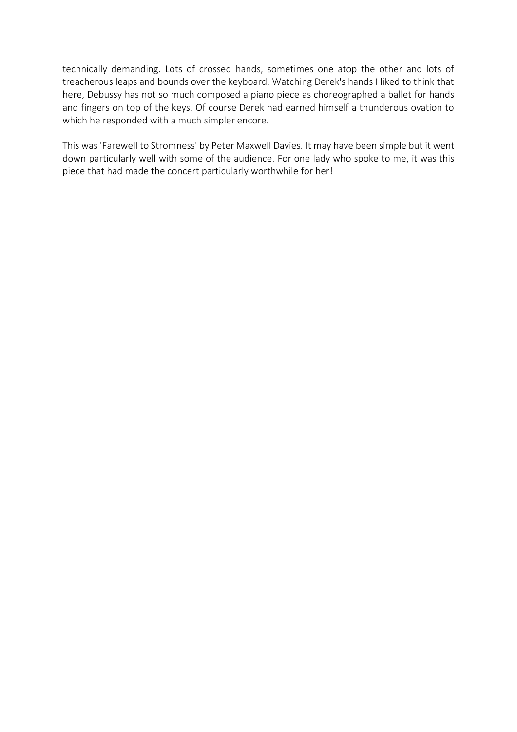technically demanding. Lots of crossed hands, sometimes one atop the other and lots of treacherous leaps and bounds over the keyboard. Watching Derek's hands I liked to think that here, Debussy has not so much composed a piano piece as choreographed a ballet for hands and fingers on top of the keys. Of course Derek had earned himself a thunderous ovation to which he responded with a much simpler encore.

This was 'Farewell to Stromness' by Peter Maxwell Davies. It may have been simple but it went down particularly well with some of the audience. For one lady who spoke to me, it was this piece that had made the concert particularly worthwhile for her!